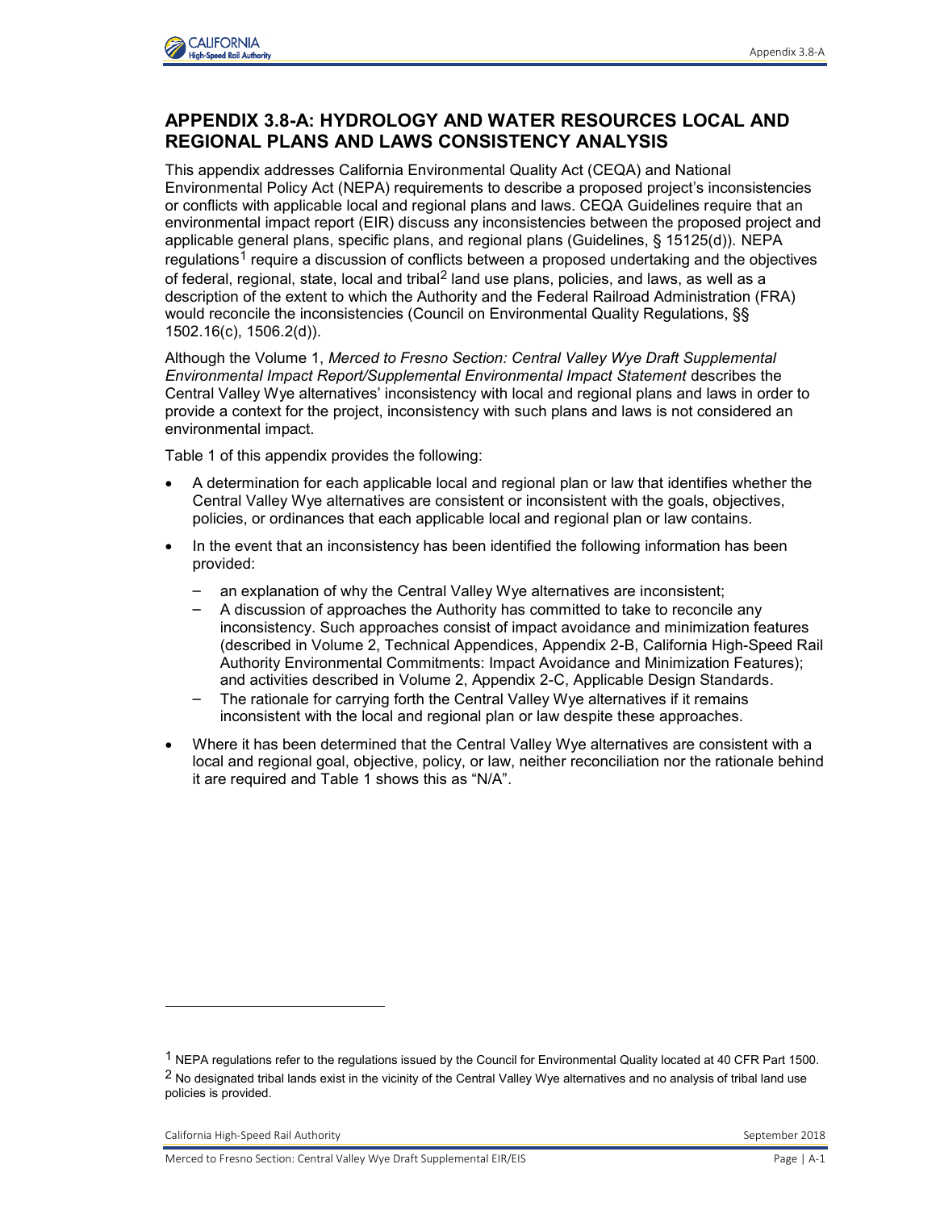# APPENDIX 3.8-A: HYDROLOGY AND WATER RESOURCES LOCAL AND REGIONAL PLANS AND LAWS CONSISTENCY ANALYSIS

This appendix addresses California Environmental Quality Act (CEQA) and National Environmental Policy Act (NEPA) requirements to describe a proposed project's inconsistencies or conflicts with applicable local and regional plans and laws. CEQA Guidelines require that an environmental impact report (EIR) discuss any inconsistencies between the proposed project and applicable general plans, specific plans, and regional plans (Guidelines, § 15125(d)). NEPA regulations[1] require a discussion of conflicts between a proposed undertaking and the objectives of federal, regional, state, local and tribal[2] land use plans, policies, and laws, as well as a description of the extent to which the Authority and the Federal Railroad Administration (FRA) would reconcile the inconsistencies (Council on Environmental Quality Regulations, §§ 1502.16(c), 1506.2(d)).

Although the Volume 1, *Merced to Fresno Section: Central Valley Wye Draft Supplemental Environmental Impact Report/Supplemental Environmental Impact Statement* describes the Central Valley Wye alternatives' inconsistency with local and regional plans and laws in order to provide a context for the project, inconsistency with such plans and laws is not considered an environmental impact.

Table 1 of this appendix provides the following:

- A determination for each applicable local and regional plan or law that identifies whether the Central Valley Wye alternatives are consistent or inconsistent with the goals, objectives, policies, or ordinances that each applicable local and regional plan or law contains.
- In the event that an inconsistency has been identified the following information has been provided:
  - an explanation of why the Central Valley Wye alternatives are inconsistent;
  - A discussion of approaches the Authority has committed to take to reconcile any inconsistency. Such approaches consist of impact avoidance and minimization features (described in Volume 2, Technical Appendices, Appendix 2-B, California High-Speed Rail Authority Environmental Commitments: Impact Avoidance and Minimization Features); and activities described in Volume 2, Appendix 2-C, Applicable Design Standards.
  - The rationale for carrying forth the Central Valley Wye alternatives if it remains inconsistent with the local and regional plan or law despite these approaches.
- Where it has been determined that the Central Valley Wye alternatives are consistent with a local and regional goal, objective, policy, or law, neither reconciliation nor the rationale behind it are required and Table 1 shows this as "N/A".

---

[1] NEPA regulations refer to the regulations issued by the Council for Environmental Quality located at 40 CFR Part 1500.

[2] No designated tribal lands exist in the vicinity of the Central Valley Wye alternatives and no analysis of tribal land use policies is provided.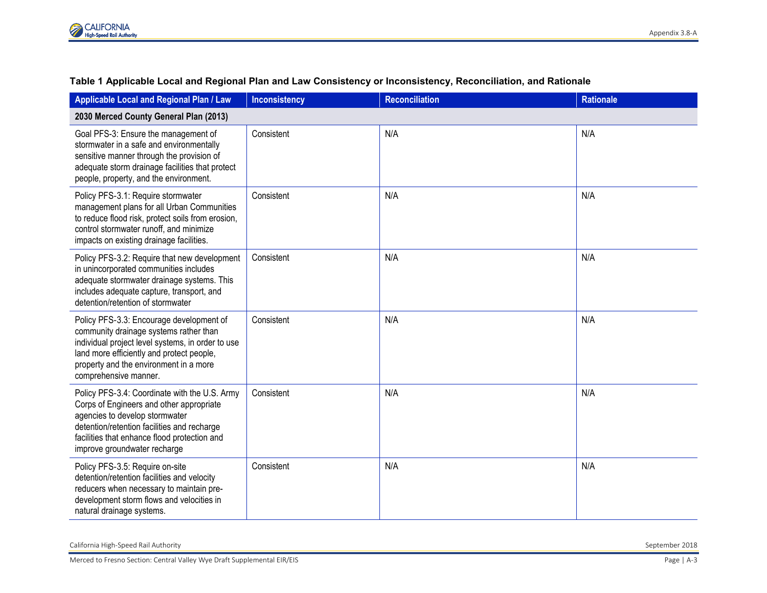**Table 1 Applicable Local and Regional Plan and Law Consistency or Inconsistency, Reconciliation, and Rationale**

| Applicable Local and Regional Plan / Law | Inconsistency | Reconciliation | Rationale |
|---|---|---|---|
| **2030 Merced County General Plan (2013)** | | | |
| Goal PFS-3: Ensure the management of stormwater in a safe and environmentally sensitive manner through the provision of adequate storm drainage facilities that protect people, property, and the environment. | Consistent | N/A | N/A |
| Policy PFS-3.1: Require stormwater management plans for all Urban Communities to reduce flood risk, protect soils from erosion, control stormwater runoff, and minimize impacts on existing drainage facilities. | Consistent | N/A | N/A |
| Policy PFS-3.2: Require that new development in unincorporated communities includes adequate stormwater drainage systems. This includes adequate capture, transport, and detention/retention of stormwater | Consistent | N/A | N/A |
| Policy PFS-3.3: Encourage development of community drainage systems rather than individual project level systems, in order to use land more efficiently and protect people, property and the environment in a more comprehensive manner. | Consistent | N/A | N/A |
| Policy PFS-3.4: Coordinate with the U.S. Army Corps of Engineers and other appropriate agencies to develop stormwater detention/retention facilities and recharge facilities that enhance flood protection and improve groundwater recharge | Consistent | N/A | N/A |
| Policy PFS-3.5: Require on-site detention/retention facilities and velocity reducers when necessary to maintain pre-development storm flows and velocities in natural drainage systems. | Consistent | N/A | N/A |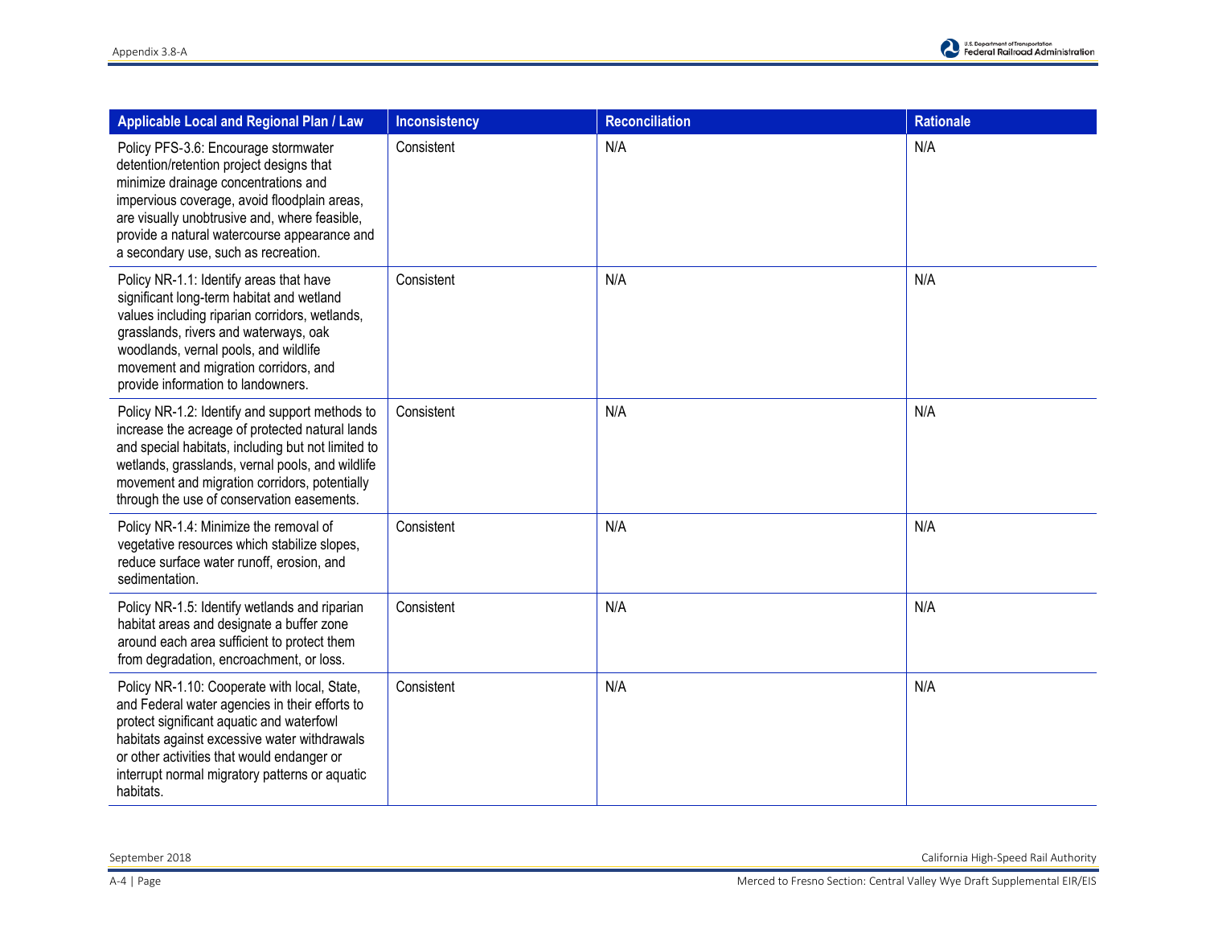| Applicable Local and Regional Plan / Law | Inconsistency | Reconciliation | Rationale |
|---|---|---|---|
| Policy PFS-3.6: Encourage stormwater detention/retention project designs that minimize drainage concentrations and impervious coverage, avoid floodplain areas, are visually unobtrusive and, where feasible, provide a natural watercourse appearance and a secondary use, such as recreation. | Consistent | N/A | N/A |
| Policy NR-1.1: Identify areas that have significant long-term habitat and wetland values including riparian corridors, wetlands, grasslands, rivers and waterways, oak woodlands, vernal pools, and wildlife movement and migration corridors, and provide information to landowners. | Consistent | N/A | N/A |
| Policy NR-1.2: Identify and support methods to increase the acreage of protected natural lands and special habitats, including but not limited to wetlands, grasslands, vernal pools, and wildlife movement and migration corridors, potentially through the use of conservation easements. | Consistent | N/A | N/A |
| Policy NR-1.4: Minimize the removal of vegetative resources which stabilize slopes, reduce surface water runoff, erosion, and sedimentation. | Consistent | N/A | N/A |
| Policy NR-1.5: Identify wetlands and riparian habitat areas and designate a buffer zone around each area sufficient to protect them from degradation, encroachment, or loss. | Consistent | N/A | N/A |
| Policy NR-1.10: Cooperate with local, State, and Federal water agencies in their efforts to protect significant aquatic and waterfowl habitats against excessive water withdrawals or other activities that would endanger or interrupt normal migratory patterns or aquatic habitats. | Consistent | N/A | N/A |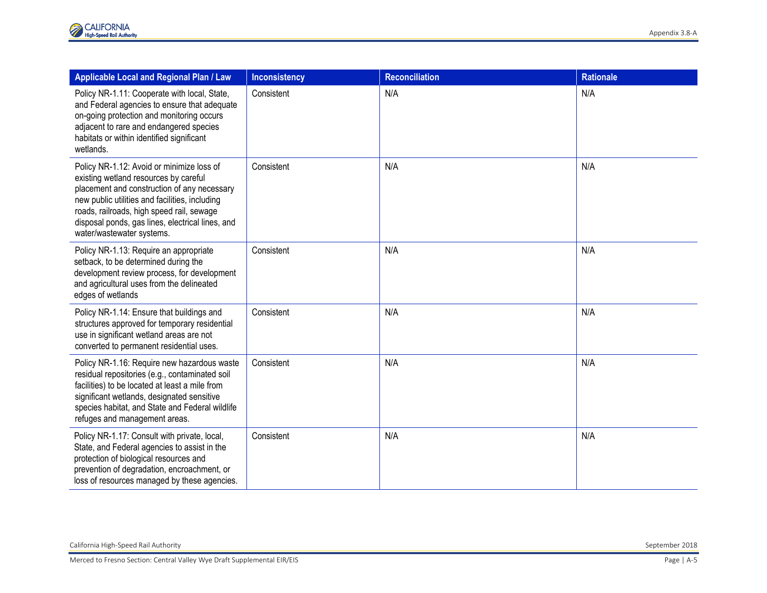| Applicable Local and Regional Plan / Law | Inconsistency | Reconciliation | Rationale |
|---|---|---|---|
| Policy NR-1.11: Cooperate with local, State, and Federal agencies to ensure that adequate on-going protection and monitoring occurs adjacent to rare and endangered species habitats or within identified significant wetlands. | Consistent | N/A | N/A |
| Policy NR-1.12: Avoid or minimize loss of existing wetland resources by careful placement and construction of any necessary new public utilities and facilities, including roads, railroads, high speed rail, sewage disposal ponds, gas lines, electrical lines, and water/wastewater systems. | Consistent | N/A | N/A |
| Policy NR-1.13: Require an appropriate setback, to be determined during the development review process, for development and agricultural uses from the delineated edges of wetlands | Consistent | N/A | N/A |
| Policy NR-1.14: Ensure that buildings and structures approved for temporary residential use in significant wetland areas are not converted to permanent residential uses. | Consistent | N/A | N/A |
| Policy NR-1.16: Require new hazardous waste residual repositories (e.g., contaminated soil facilities) to be located at least a mile from significant wetlands, designated sensitive species habitat, and State and Federal wildlife refuges and management areas. | Consistent | N/A | N/A |
| Policy NR-1.17: Consult with private, local, State, and Federal agencies to assist in the protection of biological resources and prevention of degradation, encroachment, or loss of resources managed by these agencies. | Consistent | N/A | N/A |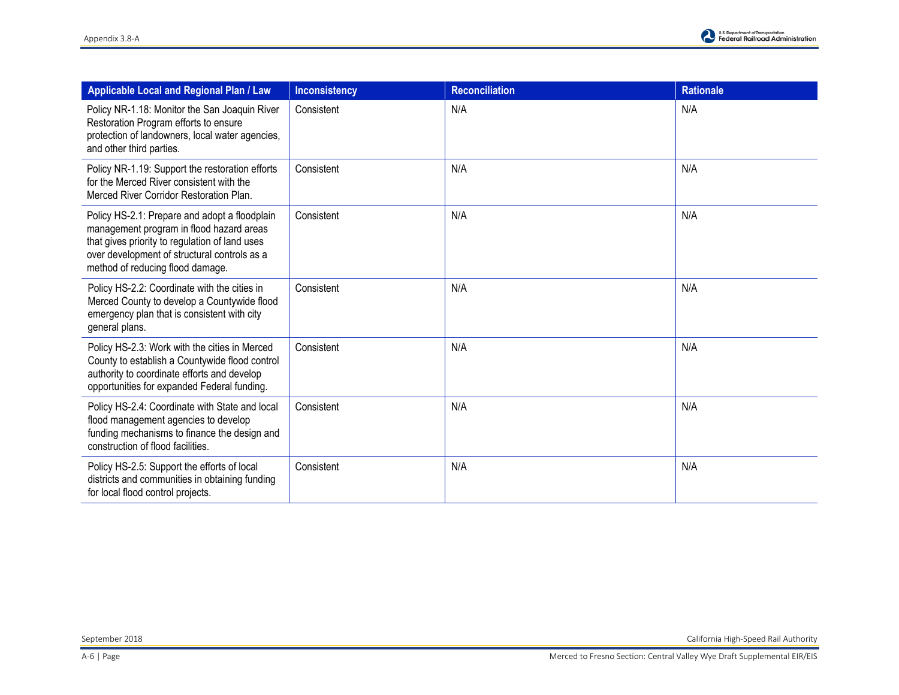| Applicable Local and Regional Plan / Law | Inconsistency | Reconciliation | Rationale |
|---|---|---|---|
| Policy NR-1.18: Monitor the San Joaquin River Restoration Program efforts to ensure protection of landowners, local water agencies, and other third parties. | Consistent | N/A | N/A |
| Policy NR-1.19: Support the restoration efforts for the Merced River consistent with the Merced River Corridor Restoration Plan. | Consistent | N/A | N/A |
| Policy HS-2.1: Prepare and adopt a floodplain management program in flood hazard areas that gives priority to regulation of land uses over development of structural controls as a method of reducing flood damage. | Consistent | N/A | N/A |
| Policy HS-2.2: Coordinate with the cities in Merced County to develop a Countywide flood emergency plan that is consistent with city general plans. | Consistent | N/A | N/A |
| Policy HS-2.3: Work with the cities in Merced County to establish a Countywide flood control authority to coordinate efforts and develop opportunities for expanded Federal funding. | Consistent | N/A | N/A |
| Policy HS-2.4: Coordinate with State and local flood management agencies to develop funding mechanisms to finance the design and construction of flood facilities. | Consistent | N/A | N/A |
| Policy HS-2.5: Support the efforts of local districts and communities in obtaining funding for local flood control projects. | Consistent | N/A | N/A |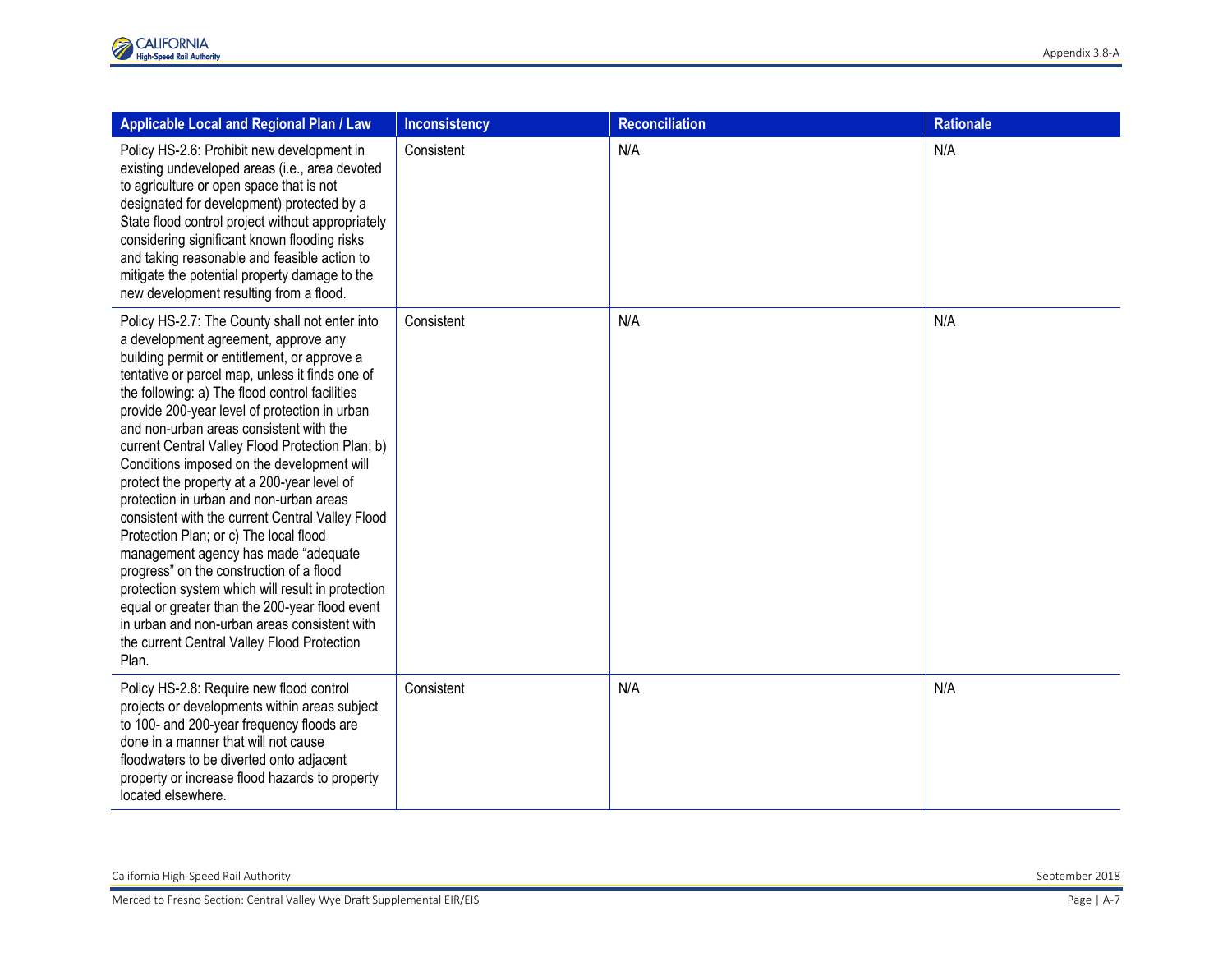| Applicable Local and Regional Plan / Law | Inconsistency | Reconciliation | Rationale |
|---|---|---|---|
| Policy HS-2.6: Prohibit new development in existing undeveloped areas (i.e., area devoted to agriculture or open space that is not designated for development) protected by a State flood control project without appropriately considering significant known flooding risks and taking reasonable and feasible action to mitigate the potential property damage to the new development resulting from a flood. | Consistent | N/A | N/A |
| Policy HS-2.7: The County shall not enter into a development agreement, approve any building permit or entitlement, or approve a tentative or parcel map, unless it finds one of the following: a) The flood control facilities provide 200-year level of protection in urban and non-urban areas consistent with the current Central Valley Flood Protection Plan; b) Conditions imposed on the development will protect the property at a 200-year level of protection in urban and non-urban areas consistent with the current Central Valley Flood Protection Plan; or c) The local flood management agency has made "adequate progress" on the construction of a flood protection system which will result in protection equal or greater than the 200-year flood event in urban and non-urban areas consistent with the current Central Valley Flood Protection Plan. | Consistent | N/A | N/A |
| Policy HS-2.8: Require new flood control projects or developments within areas subject to 100- and 200-year frequency floods are done in a manner that will not cause floodwaters to be diverted onto adjacent property or increase flood hazards to property located elsewhere. | Consistent | N/A | N/A |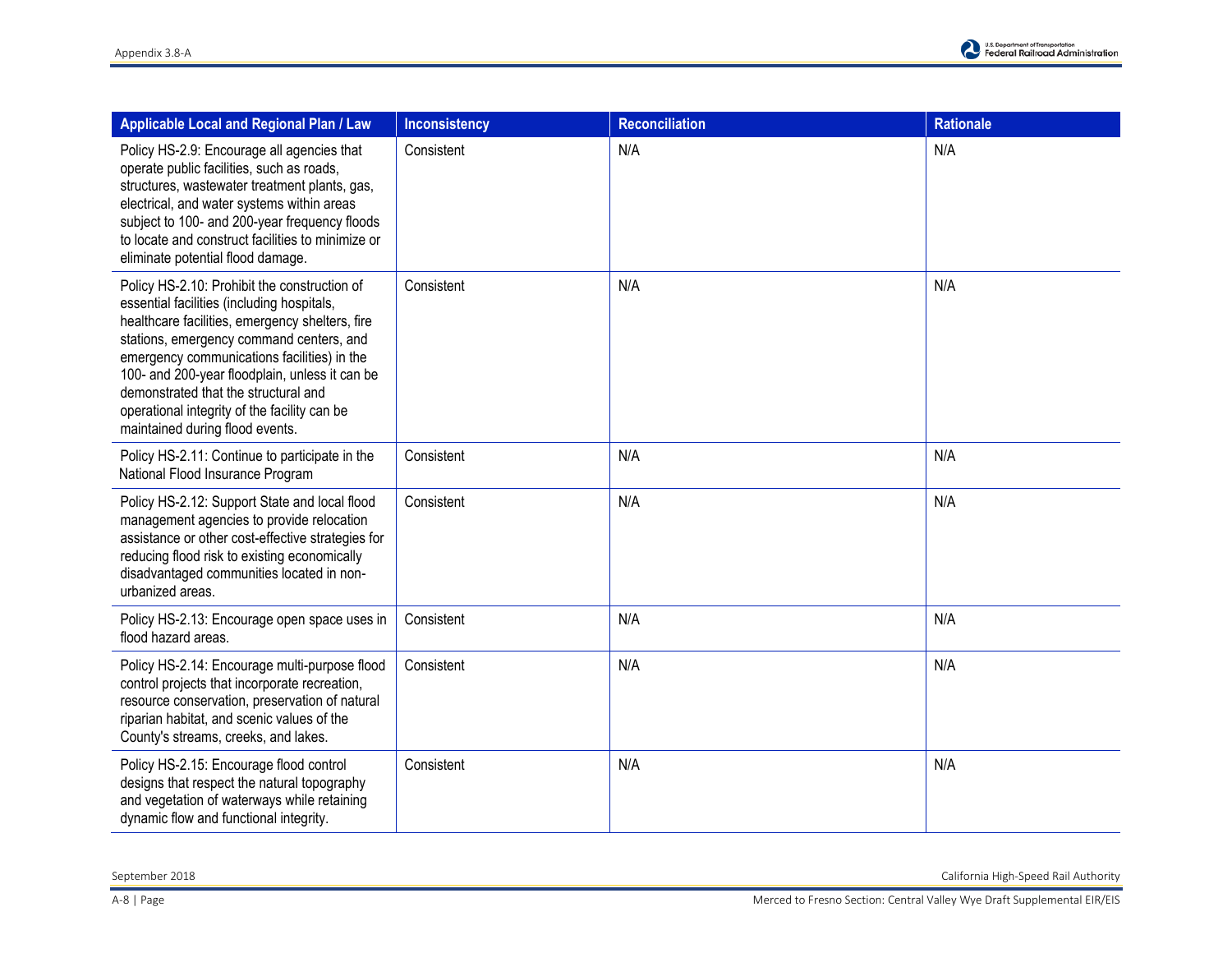| Applicable Local and Regional Plan / Law | Inconsistency | Reconciliation | Rationale |
|---|---|---|---|
| Policy HS-2.9: Encourage all agencies that operate public facilities, such as roads, structures, wastewater treatment plants, gas, electrical, and water systems within areas subject to 100- and 200-year frequency floods to locate and construct facilities to minimize or eliminate potential flood damage. | Consistent | N/A | N/A |
| Policy HS-2.10: Prohibit the construction of essential facilities (including hospitals, healthcare facilities, emergency shelters, fire stations, emergency command centers, and emergency communications facilities) in the 100- and 200-year floodplain, unless it can be demonstrated that the structural and operational integrity of the facility can be maintained during flood events. | Consistent | N/A | N/A |
| Policy HS-2.11: Continue to participate in the National Flood Insurance Program | Consistent | N/A | N/A |
| Policy HS-2.12: Support State and local flood management agencies to provide relocation assistance or other cost-effective strategies for reducing flood risk to existing economically disadvantaged communities located in non-urbanized areas. | Consistent | N/A | N/A |
| Policy HS-2.13: Encourage open space uses in flood hazard areas. | Consistent | N/A | N/A |
| Policy HS-2.14: Encourage multi-purpose flood control projects that incorporate recreation, resource conservation, preservation of natural riparian habitat, and scenic values of the County's streams, creeks, and lakes. | Consistent | N/A | N/A |
| Policy HS-2.15: Encourage flood control designs that respect the natural topography and vegetation of waterways while retaining dynamic flow and functional integrity. | Consistent | N/A | N/A |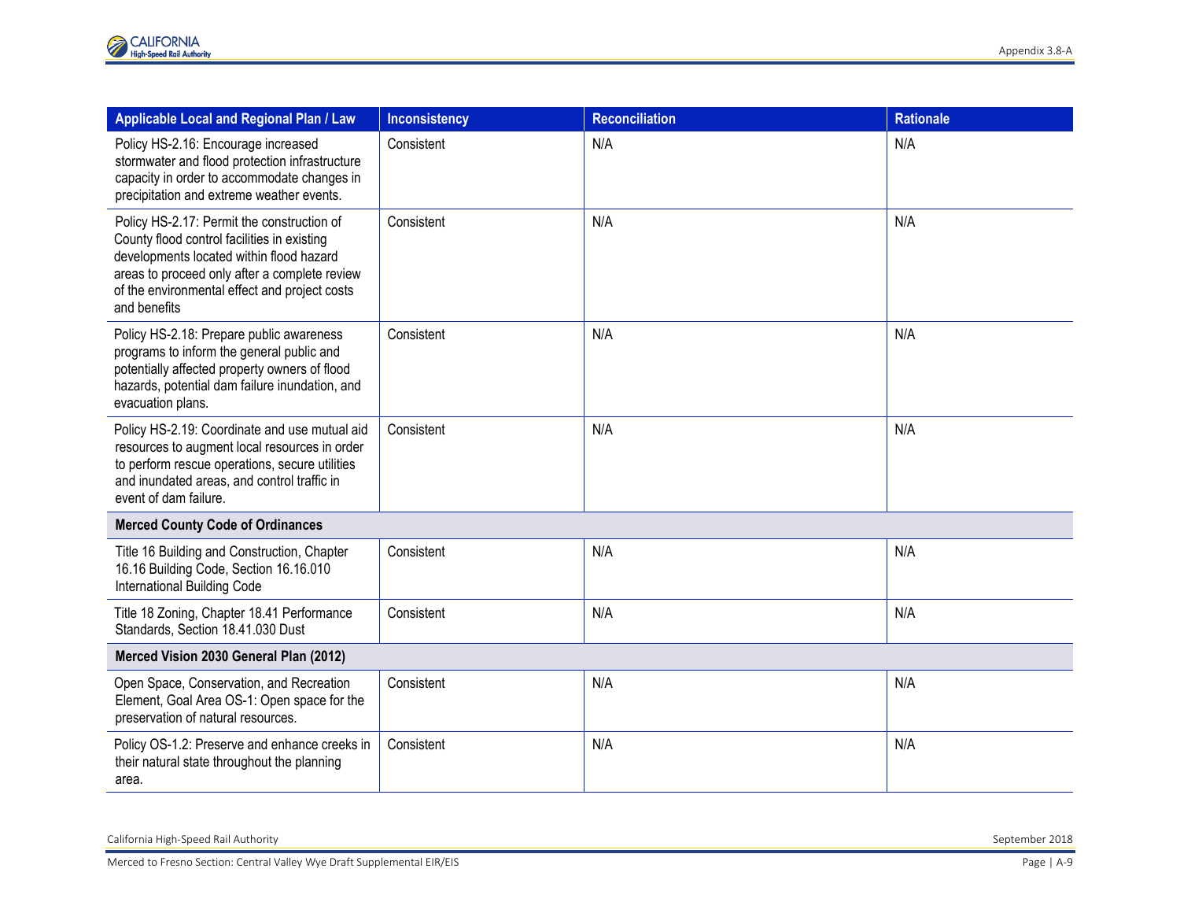| Applicable Local and Regional Plan / Law | Inconsistency | Reconciliation | Rationale |
| --- | --- | --- | --- |
| Policy HS-2.16: Encourage increased stormwater and flood protection infrastructure capacity in order to accommodate changes in precipitation and extreme weather events. | Consistent | N/A | N/A |
| Policy HS-2.17: Permit the construction of County flood control facilities in existing developments located within flood hazard areas to proceed only after a complete review of the environmental effect and project costs and benefits | Consistent | N/A | N/A |
| Policy HS-2.18: Prepare public awareness programs to inform the general public and potentially affected property owners of flood hazards, potential dam failure inundation, and evacuation plans. | Consistent | N/A | N/A |
| Policy HS-2.19: Coordinate and use mutual aid resources to augment local resources in order to perform rescue operations, secure utilities and inundated areas, and control traffic in event of dam failure. | Consistent | N/A | N/A |
| **Merced County Code of Ordinances** | | | |
| Title 16 Building and Construction, Chapter 16.16 Building Code, Section 16.16.010 International Building Code | Consistent | N/A | N/A |
| Title 18 Zoning, Chapter 18.41 Performance Standards, Section 18.41.030 Dust | Consistent | N/A | N/A |
| **Merced Vision 2030 General Plan (2012)** | | | |
| Open Space, Conservation, and Recreation Element, Goal Area OS-1: Open space for the preservation of natural resources. | Consistent | N/A | N/A |
| Policy OS-1.2: Preserve and enhance creeks in their natural state throughout the planning area. | Consistent | N/A | N/A |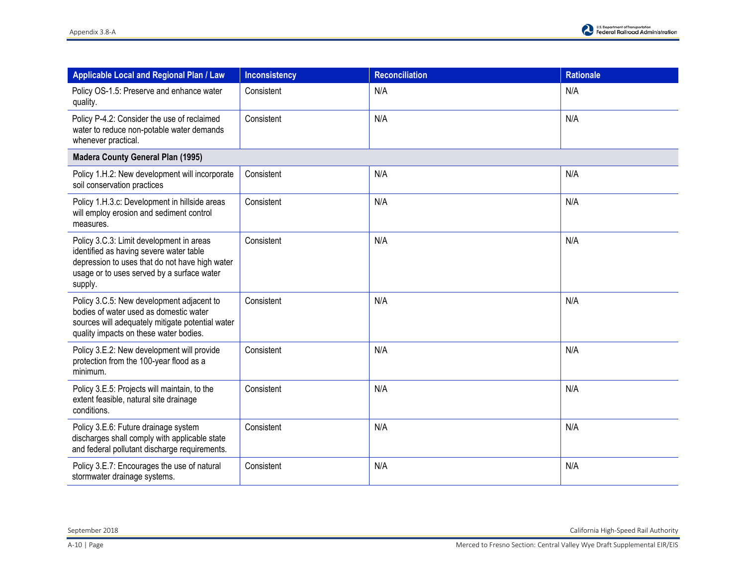| Applicable Local and Regional Plan / Law | Inconsistency | Reconciliation | Rationale |
|---|---|---|---|
| Policy OS-1.5: Preserve and enhance water quality. | Consistent | N/A | N/A |
| Policy P-4.2: Consider the use of reclaimed water to reduce non-potable water demands whenever practical. | Consistent | N/A | N/A |
| **Madera County General Plan (1995)** | | | |
| Policy 1.H.2: New development will incorporate soil conservation practices | Consistent | N/A | N/A |
| Policy 1.H.3.c: Development in hillside areas will employ erosion and sediment control measures. | Consistent | N/A | N/A |
| Policy 3.C.3: Limit development in areas identified as having severe water table depression to uses that do not have high water usage or to uses served by a surface water supply. | Consistent | N/A | N/A |
| Policy 3.C.5: New development adjacent to bodies of water used as domestic water sources will adequately mitigate potential water quality impacts on these water bodies. | Consistent | N/A | N/A |
| Policy 3.E.2: New development will provide protection from the 100-year flood as a minimum. | Consistent | N/A | N/A |
| Policy 3.E.5: Projects will maintain, to the extent feasible, natural site drainage conditions. | Consistent | N/A | N/A |
| Policy 3.E.6: Future drainage system discharges shall comply with applicable state and federal pollutant discharge requirements. | Consistent | N/A | N/A |
| Policy 3.E.7: Encourages the use of natural stormwater drainage systems. | Consistent | N/A | N/A |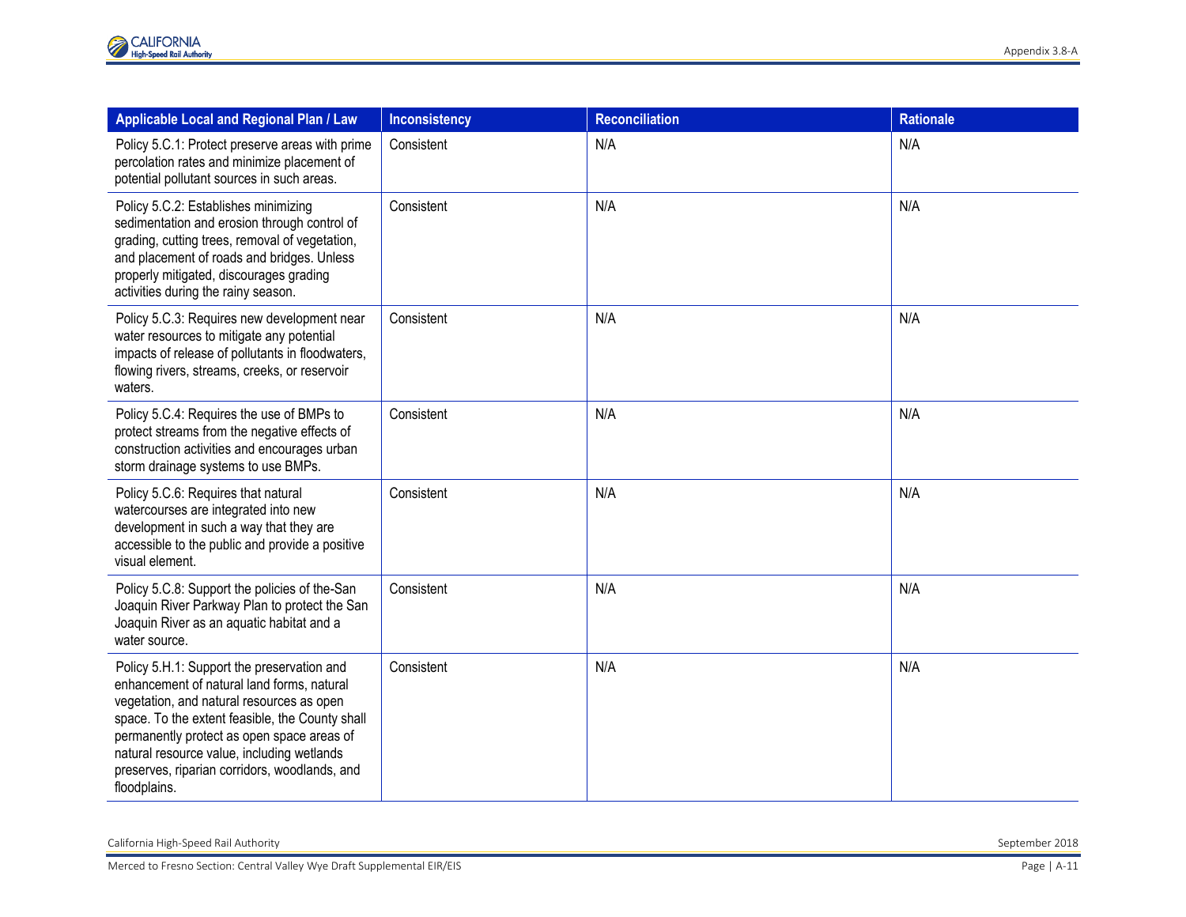| Applicable Local and Regional Plan / Law | Inconsistency | Reconciliation | Rationale |
|---|---|---|---|
| Policy 5.C.1: Protect preserve areas with prime percolation rates and minimize placement of potential pollutant sources in such areas. | Consistent | N/A | N/A |
| Policy 5.C.2: Establishes minimizing sedimentation and erosion through control of grading, cutting trees, removal of vegetation, and placement of roads and bridges. Unless properly mitigated, discourages grading activities during the rainy season. | Consistent | N/A | N/A |
| Policy 5.C.3: Requires new development near water resources to mitigate any potential impacts of release of pollutants in floodwaters, flowing rivers, streams, creeks, or reservoir waters. | Consistent | N/A | N/A |
| Policy 5.C.4: Requires the use of BMPs to protect streams from the negative effects of construction activities and encourages urban storm drainage systems to use BMPs. | Consistent | N/A | N/A |
| Policy 5.C.6: Requires that natural watercourses are integrated into new development in such a way that they are accessible to the public and provide a positive visual element. | Consistent | N/A | N/A |
| Policy 5.C.8: Support the policies of the-San Joaquin River Parkway Plan to protect the San Joaquin River as an aquatic habitat and a water source. | Consistent | N/A | N/A |
| Policy 5.H.1: Support the preservation and enhancement of natural land forms, natural vegetation, and natural resources as open space. To the extent feasible, the County shall permanently protect as open space areas of natural resource value, including wetlands preserves, riparian corridors, woodlands, and floodplains. | Consistent | N/A | N/A |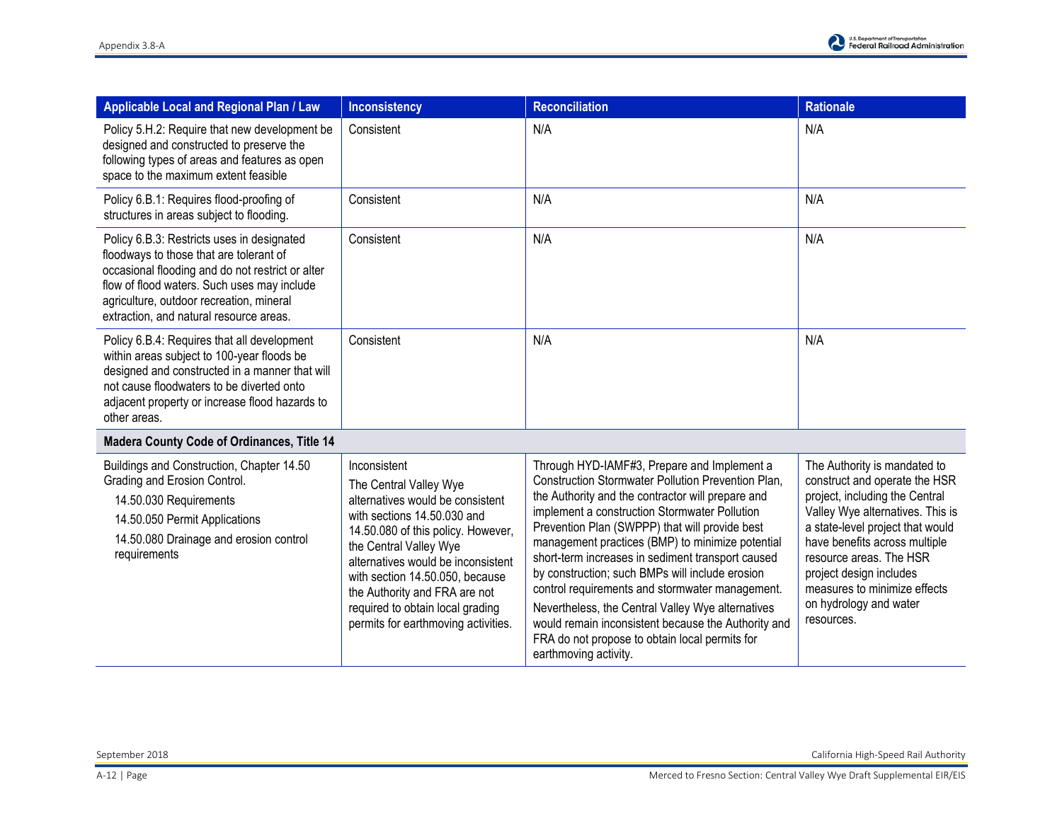| Applicable Local and Regional Plan / Law | Inconsistency | Reconciliation | Rationale |
|---|---|---|---|
| Policy 5.H.2: Require that new development be designed and constructed to preserve the following types of areas and features as open space to the maximum extent feasible | Consistent | N/A | N/A |
| Policy 6.B.1: Requires flood-proofing of structures in areas subject to flooding. | Consistent | N/A | N/A |
| Policy 6.B.3: Restricts uses in designated floodways to those that are tolerant of occasional flooding and do not restrict or alter flow of flood waters. Such uses may include agriculture, outdoor recreation, mineral extraction, and natural resource areas. | Consistent | N/A | N/A |
| Policy 6.B.4: Requires that all development within areas subject to 100-year floods be designed and constructed in a manner that will not cause floodwaters to be diverted onto adjacent property or increase flood hazards to other areas. | Consistent | N/A | N/A |
| **Madera County Code of Ordinances, Title 14** | | | |
| Buildings and Construction, Chapter 14.50 Grading and Erosion Control.<br>14.50.030 Requirements<br>14.50.050 Permit Applications<br>14.50.080 Drainage and erosion control requirements | Inconsistent<br>The Central Valley Wye alternatives would be consistent with sections 14.50.030 and 14.50.080 of this policy. However, the Central Valley Wye alternatives would be inconsistent with section 14.50.050, because the Authority and FRA are not required to obtain local grading permits for earthmoving activities. | Through HYD-IAMF#3, Prepare and Implement a Construction Stormwater Pollution Prevention Plan, the Authority and the contractor will prepare and implement a construction Stormwater Pollution Prevention Plan (SWPPP) that will provide best management practices (BMP) to minimize potential short-term increases in sediment transport caused by construction; such BMPs will include erosion control requirements and stormwater management.<br>Nevertheless, the Central Valley Wye alternatives would remain inconsistent because the Authority and FRA do not propose to obtain local permits for earthmoving activity. | The Authority is mandated to construct and operate the HSR project, including the Central Valley Wye alternatives. This is a state-level project that would have benefits across multiple resource areas. The HSR project design includes measures to minimize effects on hydrology and water resources. |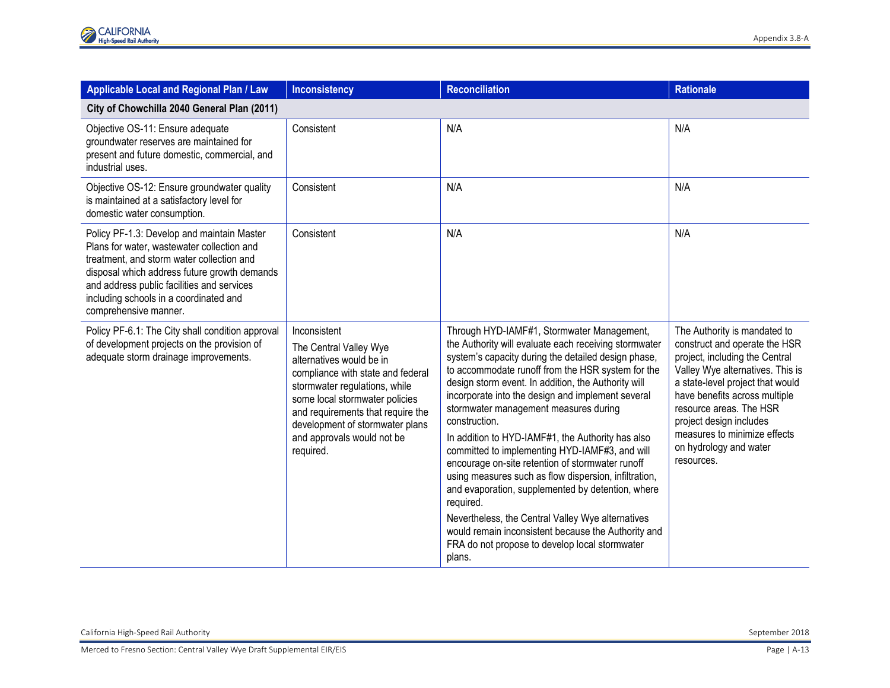| Applicable Local and Regional Plan / Law | Inconsistency | Reconciliation | Rationale |
|---|---|---|---|
| **City of Chowchilla 2040 General Plan (2011)** | | | |
| Objective OS-11: Ensure adequate groundwater reserves are maintained for present and future domestic, commercial, and industrial uses. | Consistent | N/A | N/A |
| Objective OS-12: Ensure groundwater quality is maintained at a satisfactory level for domestic water consumption. | Consistent | N/A | N/A |
| Policy PF-1.3: Develop and maintain Master Plans for water, wastewater collection and treatment, and storm water collection and disposal which address future growth demands and address public facilities and services including schools in a coordinated and comprehensive manner. | Consistent | N/A | N/A |
| Policy PF-6.1: The City shall condition approval of development projects on the provision of adequate storm drainage improvements. | Inconsistent<br><br>The Central Valley Wye alternatives would be in compliance with state and federal stormwater regulations, while some local stormwater policies and requirements that require the development of stormwater plans and approvals would not be required. | Through HYD-IAMF#1, Stormwater Management, the Authority will evaluate each receiving stormwater system's capacity during the detailed design phase, to accommodate runoff from the HSR system for the design storm event. In addition, the Authority will incorporate into the design and implement several stormwater management measures during construction.<br><br>In addition to HYD-IAMF#1, the Authority has also committed to implementing HYD-IAMF#3, and will encourage on-site retention of stormwater runoff using measures such as flow dispersion, infiltration, and evaporation, supplemented by detention, where required.<br><br>Nevertheless, the Central Valley Wye alternatives would remain inconsistent because the Authority and FRA do not propose to develop local stormwater plans. | The Authority is mandated to construct and operate the HSR project, including the Central Valley Wye alternatives. This is a state-level project that would have benefits across multiple resource areas. The HSR project design includes measures to minimize effects on hydrology and water resources. |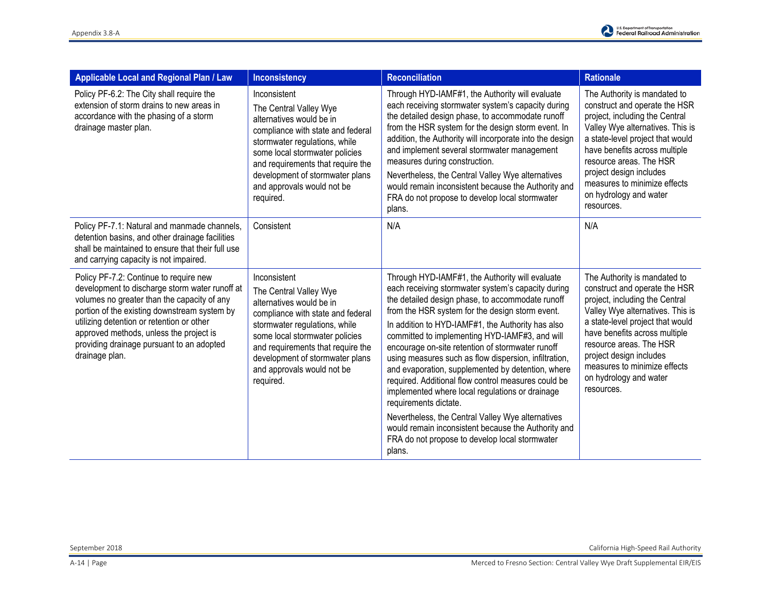| Applicable Local and Regional Plan / Law | Inconsistency | Reconciliation | Rationale |
|---|---|---|---|
| Policy PF-6.2: The City shall require the extension of storm drains to new areas in accordance with the phasing of a storm drainage master plan. | Inconsistent<br>The Central Valley Wye alternatives would be in compliance with state and federal stormwater regulations, while some local stormwater policies and requirements that require the development of stormwater plans and approvals would not be required. | Through HYD-IAMF#1, the Authority will evaluate each receiving stormwater system's capacity during the detailed design phase, to accommodate runoff from the HSR system for the design storm event. In addition, the Authority will incorporate into the design and implement several stormwater management measures during construction.<br>Nevertheless, the Central Valley Wye alternatives would remain inconsistent because the Authority and FRA do not propose to develop local stormwater plans. | The Authority is mandated to construct and operate the HSR project, including the Central Valley Wye alternatives. This is a state-level project that would have benefits across multiple resource areas. The HSR project design includes measures to minimize effects on hydrology and water resources. |
| Policy PF-7.1: Natural and manmade channels, detention basins, and other drainage facilities shall be maintained to ensure that their full use and carrying capacity is not impaired. | Consistent | N/A | N/A |
| Policy PF-7.2: Continue to require new development to discharge storm water runoff at volumes no greater than the capacity of any portion of the existing downstream system by utilizing detention or retention or other approved methods, unless the project is providing drainage pursuant to an adopted drainage plan. | Inconsistent<br>The Central Valley Wye alternatives would be in compliance with state and federal stormwater regulations, while some local stormwater policies and requirements that require the development of stormwater plans and approvals would not be required. | Through HYD-IAMF#1, the Authority will evaluate each receiving stormwater system's capacity during the detailed design phase, to accommodate runoff from the HSR system for the design storm event.<br>In addition to HYD-IAMF#1, the Authority has also committed to implementing HYD-IAMF#3, and will encourage on-site retention of stormwater runoff using measures such as flow dispersion, infiltration, and evaporation, supplemented by detention, where required. Additional flow control measures could be implemented where local regulations or drainage requirements dictate.<br>Nevertheless, the Central Valley Wye alternatives would remain inconsistent because the Authority and FRA do not propose to develop local stormwater plans. | The Authority is mandated to construct and operate the HSR project, including the Central Valley Wye alternatives. This is a state-level project that would have benefits across multiple resource areas. The HSR project design includes measures to minimize effects on hydrology and water resources. |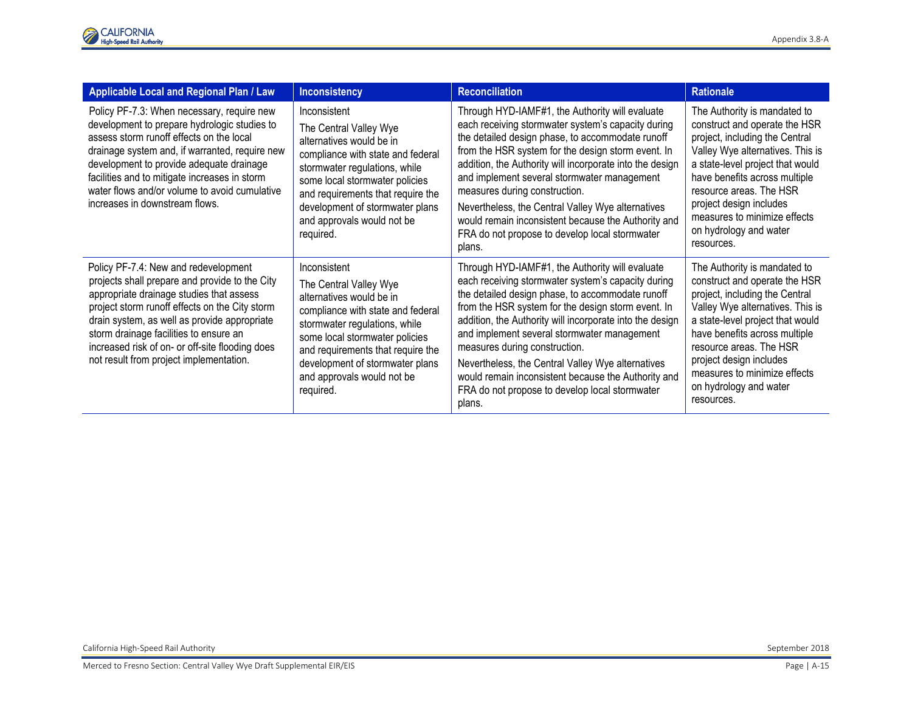| Applicable Local and Regional Plan / Law | Inconsistency | Reconciliation | Rationale |
|---|---|---|---|
| Policy PF-7.3: When necessary, require new development to prepare hydrologic studies to assess storm runoff effects on the local drainage system and, if warranted, require new development to provide adequate drainage facilities and to mitigate increases in storm water flows and/or volume to avoid cumulative increases in downstream flows. | Inconsistent<br>The Central Valley Wye alternatives would be in compliance with state and federal stormwater regulations, while some local stormwater policies and requirements that require the development of stormwater plans and approvals would not be required. | Through HYD-IAMF#1, the Authority will evaluate each receiving stormwater system's capacity during the detailed design phase, to accommodate runoff from the HSR system for the design storm event. In addition, the Authority will incorporate into the design and implement several stormwater management measures during construction.<br>Nevertheless, the Central Valley Wye alternatives would remain inconsistent because the Authority and FRA do not propose to develop local stormwater plans. | The Authority is mandated to construct and operate the HSR project, including the Central Valley Wye alternatives. This is a state-level project that would have benefits across multiple resource areas. The HSR project design includes measures to minimize effects on hydrology and water resources. |
| Policy PF-7.4: New and redevelopment projects shall prepare and provide to the City appropriate drainage studies that assess project storm runoff effects on the City storm drain system, as well as provide appropriate storm drainage facilities to ensure an increased risk of on- or off-site flooding does not result from project implementation. | Inconsistent<br>The Central Valley Wye alternatives would be in compliance with state and federal stormwater regulations, while some local stormwater policies and requirements that require the development of stormwater plans and approvals would not be required. | Through HYD-IAMF#1, the Authority will evaluate each receiving stormwater system's capacity during the detailed design phase, to accommodate runoff from the HSR system for the design storm event. In addition, the Authority will incorporate into the design and implement several stormwater management measures during construction.<br>Nevertheless, the Central Valley Wye alternatives would remain inconsistent because the Authority and FRA do not propose to develop local stormwater plans. | The Authority is mandated to construct and operate the HSR project, including the Central Valley Wye alternatives. This is a state-level project that would have benefits across multiple resource areas. The HSR project design includes measures to minimize effects on hydrology and water resources. |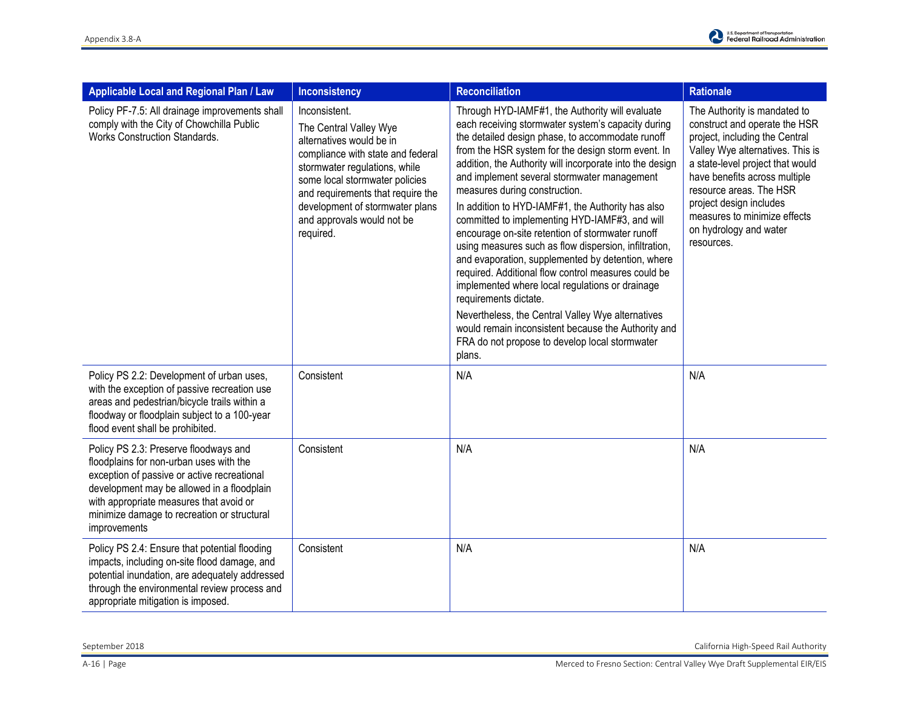| Applicable Local and Regional Plan / Law | Inconsistency | Reconciliation | Rationale |
|---|---|---|---|
| Policy PF-7.5: All drainage improvements shall comply with the City of Chowchilla Public Works Construction Standards. | Inconsistent.<br><br>The Central Valley Wye alternatives would be in compliance with state and federal stormwater regulations, while some local stormwater policies and requirements that require the development of stormwater plans and approvals would not be required. | Through HYD-IAMF#1, the Authority will evaluate each receiving stormwater system's capacity during the detailed design phase, to accommodate runoff from the HSR system for the design storm event. In addition, the Authority will incorporate into the design and implement several stormwater management measures during construction.<br><br>In addition to HYD-IAMF#1, the Authority has also committed to implementing HYD-IAMF#3, and will encourage on-site retention of stormwater runoff using measures such as flow dispersion, infiltration, and evaporation, supplemented by detention, where required. Additional flow control measures could be implemented where local regulations or drainage requirements dictate.<br><br>Nevertheless, the Central Valley Wye alternatives would remain inconsistent because the Authority and FRA do not propose to develop local stormwater plans. | The Authority is mandated to construct and operate the HSR project, including the Central Valley Wye alternatives. This is a state-level project that would have benefits across multiple resource areas. The HSR project design includes measures to minimize effects on hydrology and water resources. |
| Policy PS 2.2: Development of urban uses, with the exception of passive recreation use areas and pedestrian/bicycle trails within a floodway or floodplain subject to a 100-year flood event shall be prohibited. | Consistent | N/A | N/A |
| Policy PS 2.3: Preserve floodways and floodplains for non-urban uses with the exception of passive or active recreational development may be allowed in a floodplain with appropriate measures that avoid or minimize damage to recreation or structural improvements | Consistent | N/A | N/A |
| Policy PS 2.4: Ensure that potential flooding impacts, including on-site flood damage, and potential inundation, are adequately addressed through the environmental review process and appropriate mitigation is imposed. | Consistent | N/A | N/A |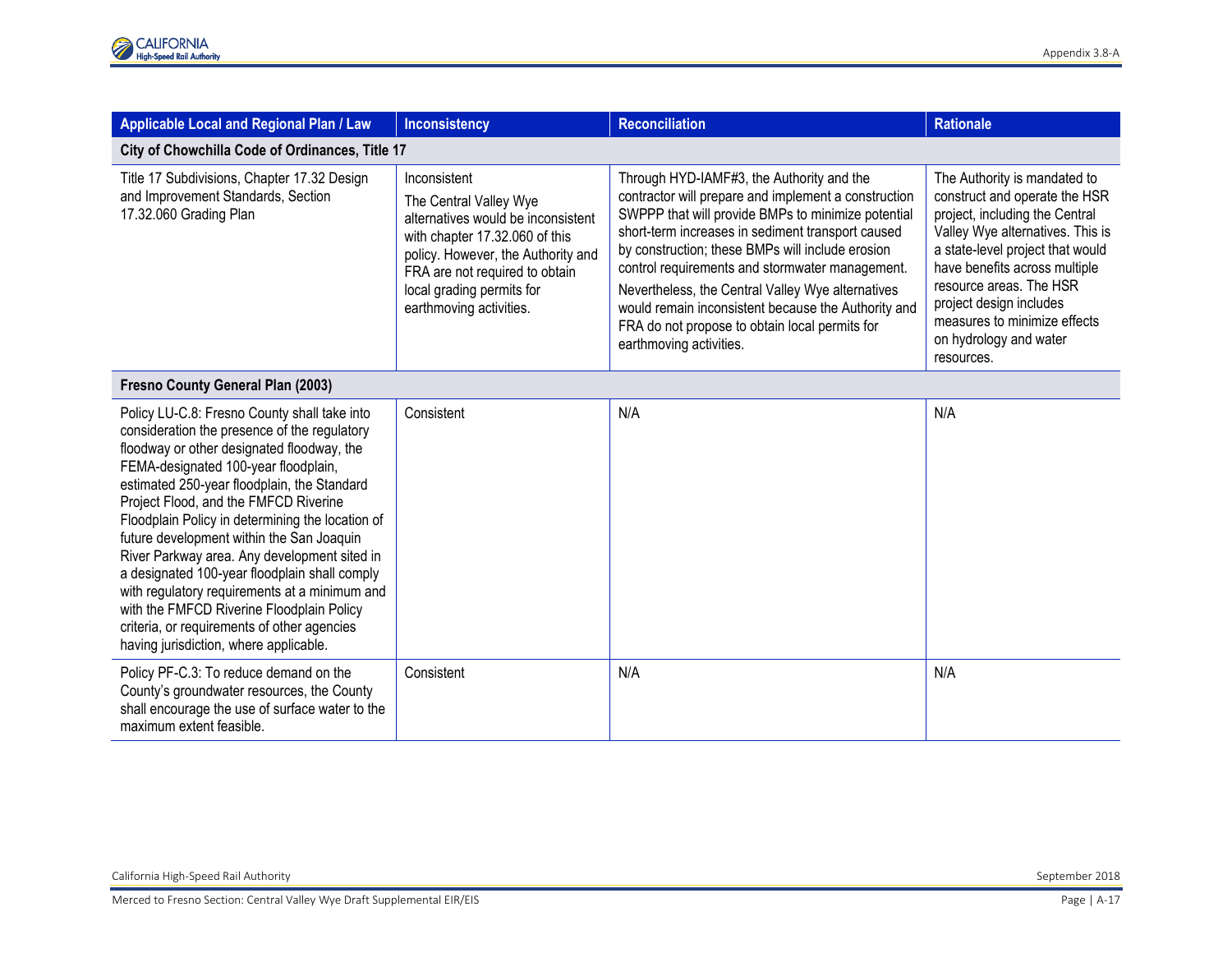| Applicable Local and Regional Plan / Law | Inconsistency | Reconciliation | Rationale |
|---|---|---|---|
| **City of Chowchilla Code of Ordinances, Title 17** | | | |
| Title 17 Subdivisions, Chapter 17.32 Design and Improvement Standards, Section 17.32.060 Grading Plan | Inconsistent<br>The Central Valley Wye alternatives would be inconsistent with chapter 17.32.060 of this policy. However, the Authority and FRA are not required to obtain local grading permits for earthmoving activities. | Through HYD-IAMF#3, the Authority and the contractor will prepare and implement a construction SWPPP that will provide BMPs to minimize potential short-term increases in sediment transport caused by construction; these BMPs will include erosion control requirements and stormwater management.<br>Nevertheless, the Central Valley Wye alternatives would remain inconsistent because the Authority and FRA do not propose to obtain local permits for earthmoving activities. | The Authority is mandated to construct and operate the HSR project, including the Central Valley Wye alternatives. This is a state-level project that would have benefits across multiple resource areas. The HSR project design includes measures to minimize effects on hydrology and water resources. |
| **Fresno County General Plan (2003)** | | | |
| Policy LU-C.8: Fresno County shall take into consideration the presence of the regulatory floodway or other designated floodway, the FEMA-designated 100-year floodplain, estimated 250-year floodplain, the Standard Project Flood, and the FMFCD Riverine Floodplain Policy in determining the location of future development within the San Joaquin River Parkway area. Any development sited in a designated 100-year floodplain shall comply with regulatory requirements at a minimum and with the FMFCD Riverine Floodplain Policy criteria, or requirements of other agencies having jurisdiction, where applicable. | Consistent | N/A | N/A |
| Policy PF-C.3: To reduce demand on the County's groundwater resources, the County shall encourage the use of surface water to the maximum extent feasible. | Consistent | N/A | N/A |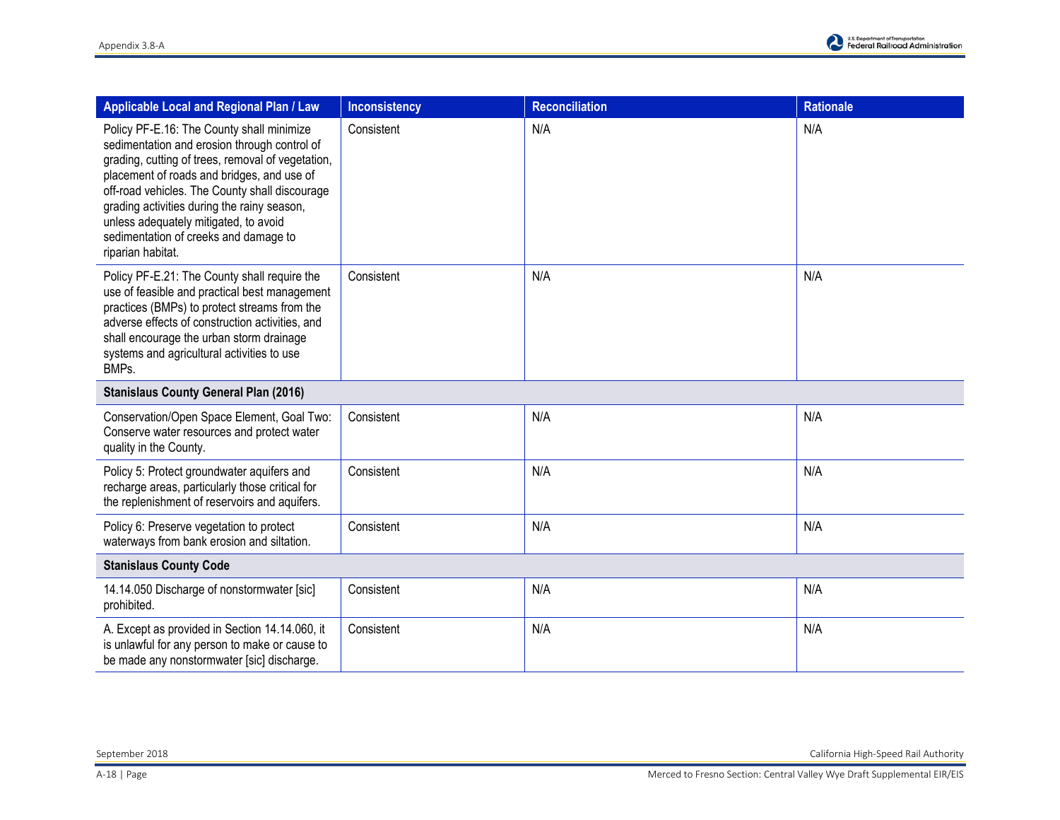| Applicable Local and Regional Plan / Law | Inconsistency | Reconciliation | Rationale |
|---|---|---|---|
| Policy PF-E.16: The County shall minimize sedimentation and erosion through control of grading, cutting of trees, removal of vegetation, placement of roads and bridges, and use of off-road vehicles. The County shall discourage grading activities during the rainy season, unless adequately mitigated, to avoid sedimentation of creeks and damage to riparian habitat. | Consistent | N/A | N/A |
| Policy PF-E.21: The County shall require the use of feasible and practical best management practices (BMPs) to protect streams from the adverse effects of construction activities, and shall encourage the urban storm drainage systems and agricultural activities to use BMPs. | Consistent | N/A | N/A |
| **Stanislaus County General Plan (2016)** | | | |
| Conservation/Open Space Element, Goal Two: Conserve water resources and protect water quality in the County. | Consistent | N/A | N/A |
| Policy 5: Protect groundwater aquifers and recharge areas, particularly those critical for the replenishment of reservoirs and aquifers. | Consistent | N/A | N/A |
| Policy 6: Preserve vegetation to protect waterways from bank erosion and siltation. | Consistent | N/A | N/A |
| **Stanislaus County Code** | | | |
| 14.14.050 Discharge of nonstormwater [sic] prohibited. | Consistent | N/A | N/A |
| A. Except as provided in Section 14.14.060, it is unlawful for any person to make or cause to be made any nonstormwater [sic] discharge. | Consistent | N/A | N/A |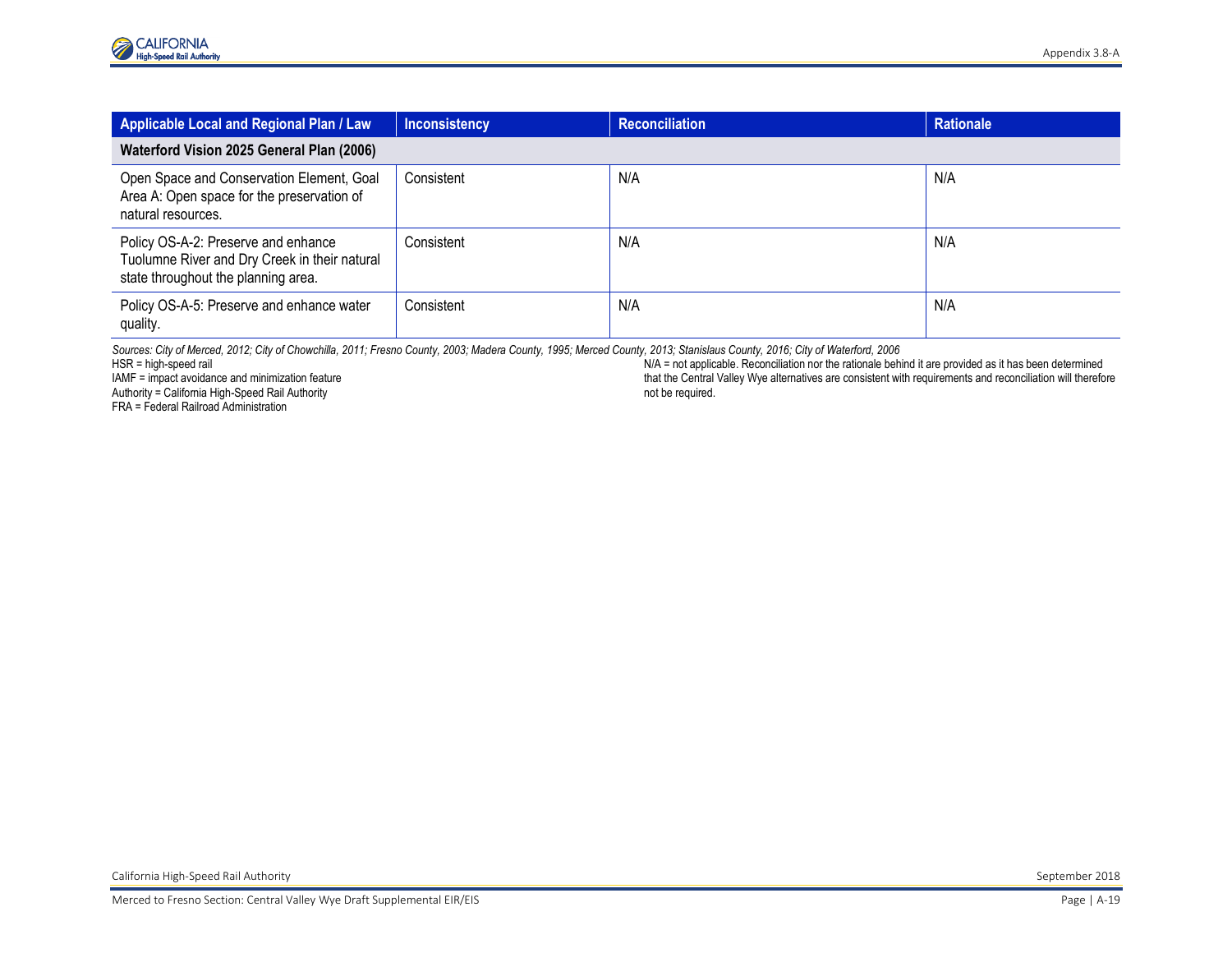| Applicable Local and Regional Plan / Law | Inconsistency | Reconciliation | Rationale |
|---|---|---|---|
| **Waterford Vision 2025 General Plan (2006)** | | | |
| Open Space and Conservation Element, Goal Area A: Open space for the preservation of natural resources. | Consistent | N/A | N/A |
| Policy OS-A-2: Preserve and enhance Tuolumne River and Dry Creek in their natural state throughout the planning area. | Consistent | N/A | N/A |
| Policy OS-A-5: Preserve and enhance water quality. | Consistent | N/A | N/A |

*Sources: City of Merced, 2012; City of Chowchilla, 2011; Fresno County, 2003; Madera County, 1995; Merced County, 2013; Stanislaus County, 2016; City of Waterford, 2006*

HSR = high-speed rail
IAMF = impact avoidance and minimization feature
Authority = California High-Speed Rail Authority
FRA = Federal Railroad Administration

N/A = not applicable. Reconciliation nor the rationale behind it are provided as it has been determined that the Central Valley Wye alternatives are consistent with requirements and reconciliation will therefore not be required.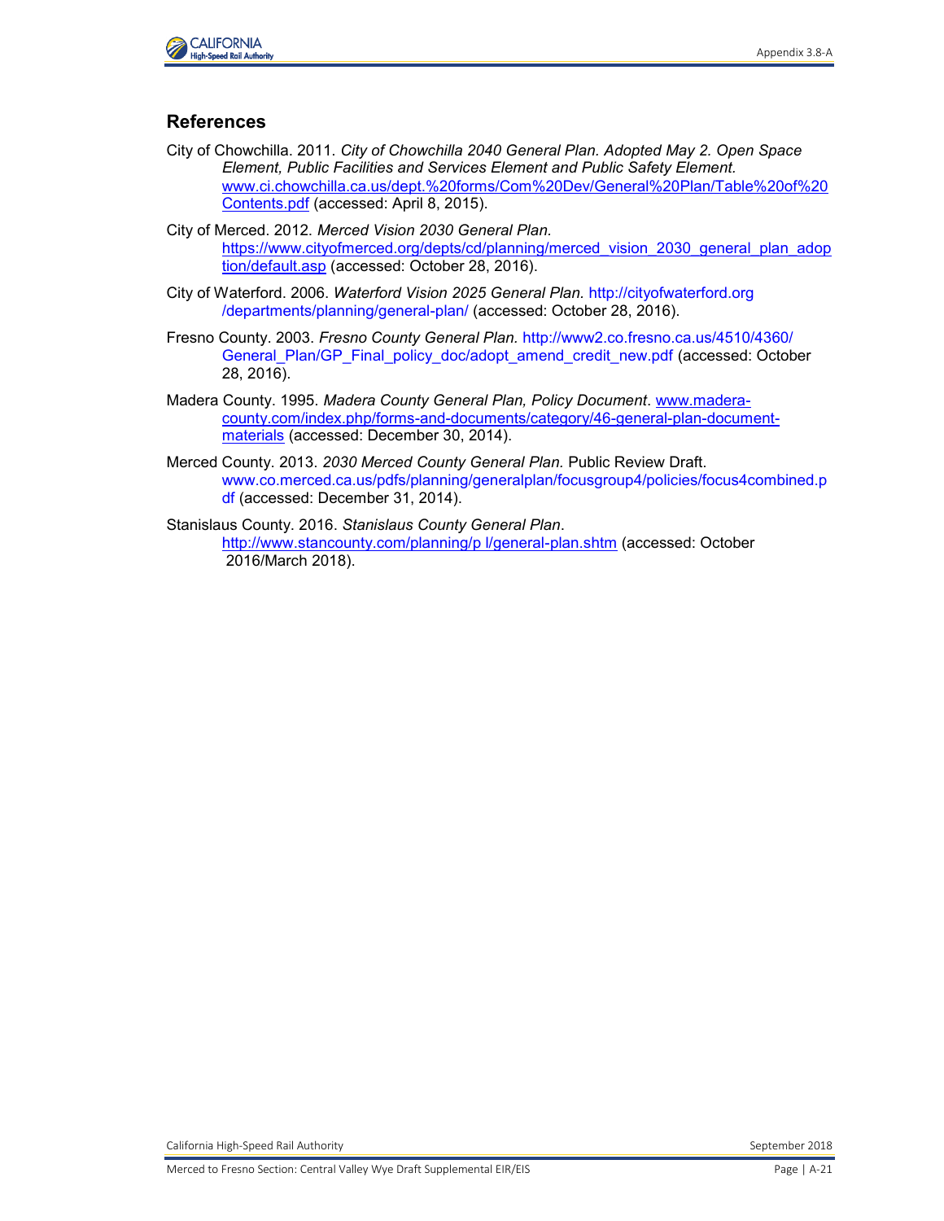## References

City of Chowchilla. 2011. *City of Chowchilla 2040 General Plan. Adopted May 2. Open Space Element, Public Facilities and Services Element and Public Safety Element.* www.ci.chowchilla.ca.us/dept.%20forms/Com%20Dev/General%20Plan/Table%20of%20Contents.pdf (accessed: April 8, 2015).

City of Merced. 2012. *Merced Vision 2030 General Plan.* https://www.cityofmerced.org/depts/cd/planning/merced_vision_2030_general_plan_adoption/default.asp (accessed: October 28, 2016).

City of Waterford. 2006. *Waterford Vision 2025 General Plan.* http://cityofwaterford.org/departments/planning/general-plan/ (accessed: October 28, 2016).

Fresno County. 2003. *Fresno County General Plan.* http://www2.co.fresno.ca.us/4510/4360/General_Plan/GP_Final_policy_doc/adopt_amend_credit_new.pdf (accessed: October 28, 2016).

Madera County. 1995. *Madera County General Plan, Policy Document*. www.madera-county.com/index.php/forms-and-documents/category/46-general-plan-document-materials (accessed: December 30, 2014).

Merced County. 2013. *2030 Merced County General Plan.* Public Review Draft. www.co.merced.ca.us/pdfs/planning/generalplan/focusgroup4/policies/focus4combined.pdf (accessed: December 31, 2014).

Stanislaus County. 2016. *Stanislaus County General Plan*. http://www.stancounty.com/planning/p l/general-plan.shtm (accessed: October 2016/March 2018).